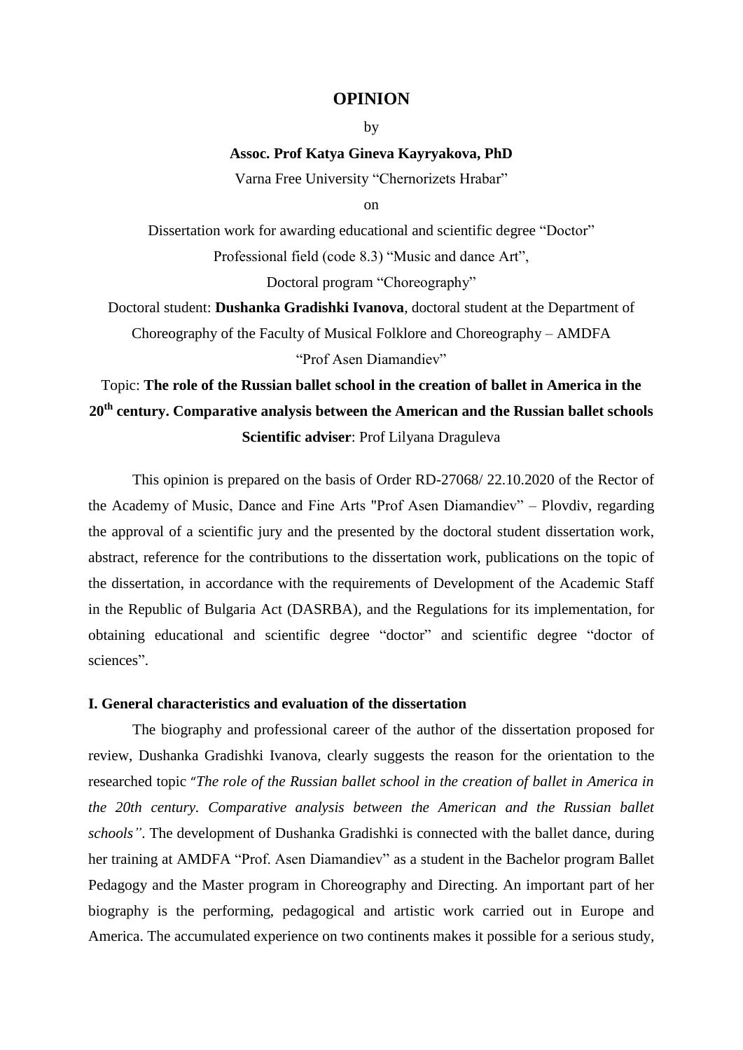# OPINION

by

**Assoc. Prof Katya Gineva Kayryakova, PhD**

Varna Free University "Chernorizets Hrabar"

on

Dissertation work for awarding educational and scientific degree "Doctor"

Professional field (code 8.3) "Music and dance Art",

Doctoral program "Choreography"

Doctoral student: **Dushanka Gradishki Ivanova**, doctoral student at the Department of Choreography of the Faculty of Musical Folklore and Choreography – AMDFA "Prof Asen Diamandiev"

Topic: **The role of the Russian ballet school in the creation of ballet in America in the 20th century. Comparative analysis between the American and the Russian ballet schools**

**Scientific adviser**: Prof Lilyana Draguleva

This opinion is prepared on the basis of Order RD-27068/ 22.10.2020 of the Rector of the Academy of Music, Dance and Fine Arts "Prof Asen Diamandiev" – Plovdiv, regarding the approval of a scientific jury and the presented by the doctoral student dissertation work, abstract, reference for the contributions to the dissertation work, publications on the topic of the dissertation, in accordance with the requirements of Development of the Academic Staff in the Republic of Bulgaria Act (DASRBA), and the Regulations for its implementation, for obtaining educational and scientific degree "doctor" and scientific degree "doctor of sciences".

## I. General characteristics and evaluation of the dissertation

The biography and professional career of the author of the dissertation proposed for review, Dushanka Gradishki Ivanova, clearly suggests the reason for the orientation to the researched topic "*The role of the Russian ballet school in the creation of ballet in America in the 20th century. Comparative analysis between the American and the Russian ballet schools*". The development of Dushanka Gradishki is connected with the ballet dance, during her training at AMDFA "Prof. Asen Diamandiev" as a student in the Bachelor program Ballet Pedagogy and the Master program in Choreography and Directing. An important part of her biography is the performing, pedagogical and artistic work carried out in Europe and America. The accumulated experience on two continents makes it possible for a serious study,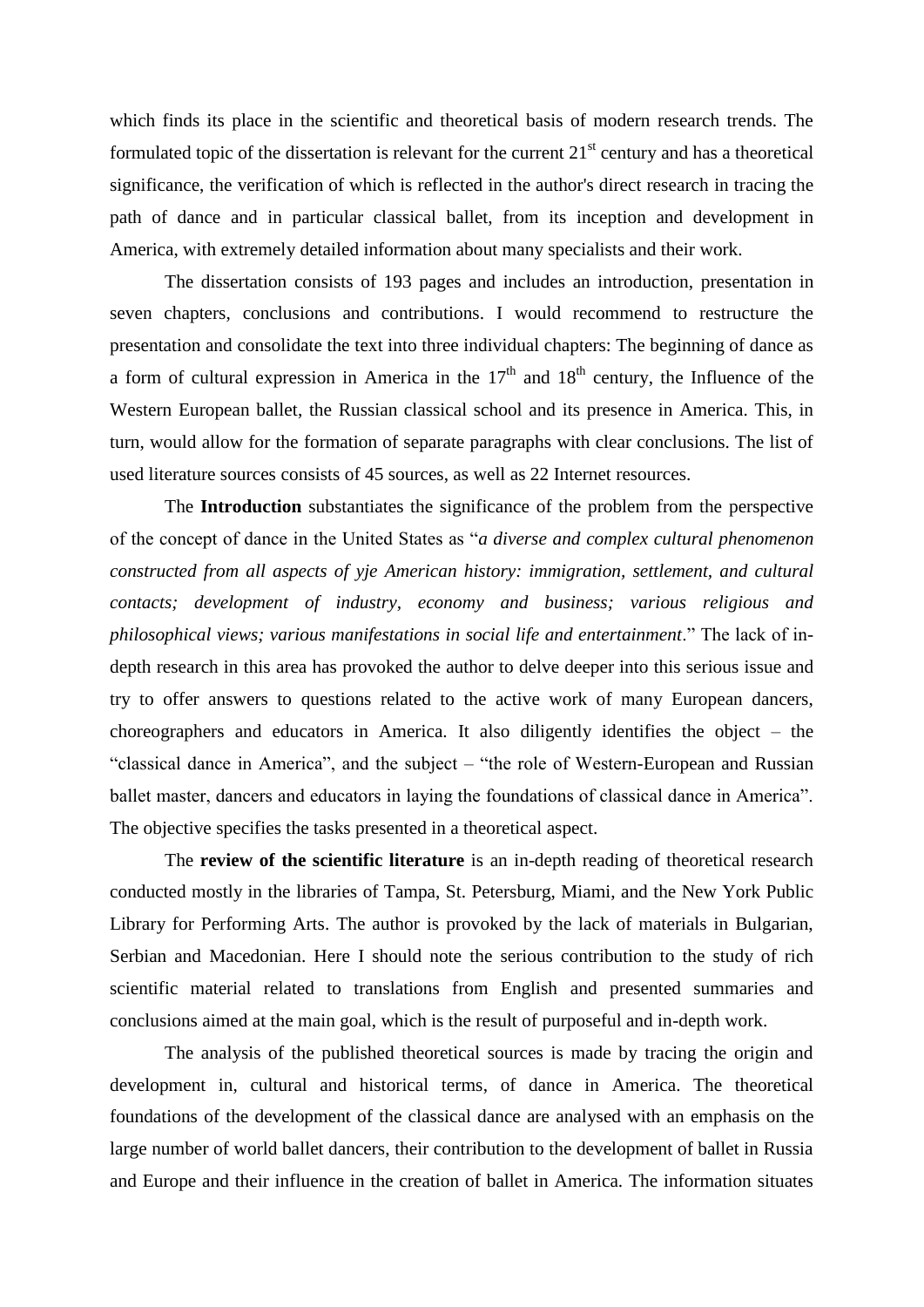which finds its place in the scientific and theoretical basis of modern research trends. The formulated topic of the dissertation is relevant for the current 21st century and has a theoretical significance, the verification of which is reflected in the author's direct research in tracing the path of dance and in particular classical ballet, from its inception and development in America, with extremely detailed information about many specialists and their work.

The dissertation consists of 193 pages and includes an introduction, presentation in seven chapters, conclusions and contributions. I would recommend to restructure the presentation and consolidate the text into three individual chapters: The beginning of dance as a form of cultural expression in America in the 17th and 18th century, the Influence of the Western European ballet, the Russian classical school and its presence in America. This, in turn, would allow for the formation of separate paragraphs with clear conclusions. The list of used literature sources consists of 45 sources, as well as 22 Internet resources.

The **Introduction** substantiates the significance of the problem from the perspective of the concept of dance in the United States as "*a diverse and complex cultural phenomenon constructed from all aspects of yje American history: immigration, settlement, and cultural contacts; development of industry, economy and business; various religious and philosophical views; various manifestations in social life and entertainment*." The lack of in-depth research in this area has provoked the author to delve deeper into this serious issue and try to offer answers to questions related to the active work of many European dancers, choreographers and educators in America. It also diligently identifies the object – the "classical dance in America", and the subject – "the role of Western-European and Russian ballet master, dancers and educators in laying the foundations of classical dance in America". The objective specifies the tasks presented in a theoretical aspect.

The **review of the scientific literature** is an in-depth reading of theoretical research conducted mostly in the libraries of Tampa, St. Petersburg, Miami, and the New York Public Library for Performing Arts. The author is provoked by the lack of materials in Bulgarian, Serbian and Macedonian. Here I should note the serious contribution to the study of rich scientific material related to translations from English and presented summaries and conclusions aimed at the main goal, which is the result of purposeful and in-depth work.

The analysis of the published theoretical sources is made by tracing the origin and development in, cultural and historical terms, of dance in America. The theoretical foundations of the development of the classical dance are analysed with an emphasis on the large number of world ballet dancers, their contribution to the development of ballet in Russia and Europe and their influence in the creation of ballet in America. The information situates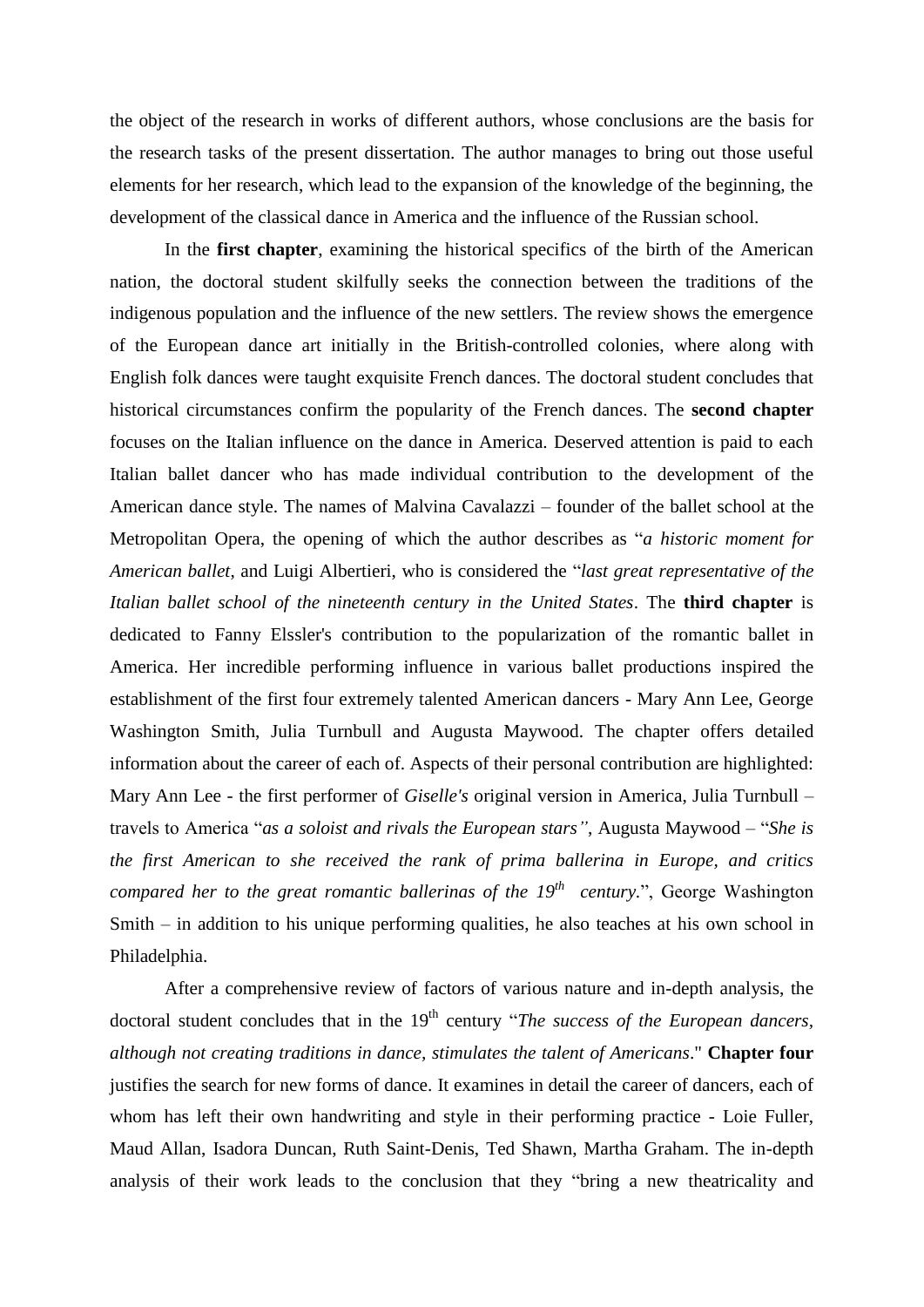the object of the research in works of different authors, whose conclusions are the basis for the research tasks of the present dissertation. The author manages to bring out those useful elements for her research, which lead to the expansion of the knowledge of the beginning, the development of the classical dance in America and the influence of the Russian school.

In the **first chapter**, examining the historical specifics of the birth of the American nation, the doctoral student skilfully seeks the connection between the traditions of the indigenous population and the influence of the new settlers. The review shows the emergence of the European dance art initially in the British-controlled colonies, where along with English folk dances were taught exquisite French dances. The doctoral student concludes that historical circumstances confirm the popularity of the French dances. The **second chapter** focuses on the Italian influence on the dance in America. Deserved attention is paid to each Italian ballet dancer who has made individual contribution to the development of the American dance style. The names of Malvina Cavalazzi – founder of the ballet school at the Metropolitan Opera, the opening of which the author describes as "*a historic moment for American ballet*, and Luigi Albertieri, who is considered the "*last great representative of the Italian ballet school of the nineteenth century in the United States*. The **third chapter** is dedicated to Fanny Elssler's contribution to the popularization of the romantic ballet in America. Her incredible performing influence in various ballet productions inspired the establishment of the first four extremely talented American dancers - Mary Ann Lee, George Washington Smith, Julia Turnbull and Augusta Maywood. The chapter offers detailed information about the career of each of. Aspects of their personal contribution are highlighted: Mary Ann Lee - the first performer of *Giselle's* original version in America, Julia Turnbull – travels to America "*as a soloist and rivals the European stars"*, Augusta Maywood – "*She is the first American to she received the rank of prima ballerina in Europe, and critics compared her to the great romantic ballerinas of the 19th century*.", George Washington Smith – in addition to his unique performing qualities, he also teaches at his own school in Philadelphia.

After a comprehensive review of factors of various nature and in-depth analysis, the doctoral student concludes that in the 19th century "*The success of the European dancers, although not creating traditions in dance, stimulates the talent of Americans*." **Chapter four** justifies the search for new forms of dance. It examines in detail the career of dancers, each of whom has left their own handwriting and style in their performing practice - Loie Fuller, Maud Allan, Isadora Duncan, Ruth Saint-Denis, Ted Shawn, Martha Graham. The in-depth analysis of their work leads to the conclusion that they "bring a new theatricality and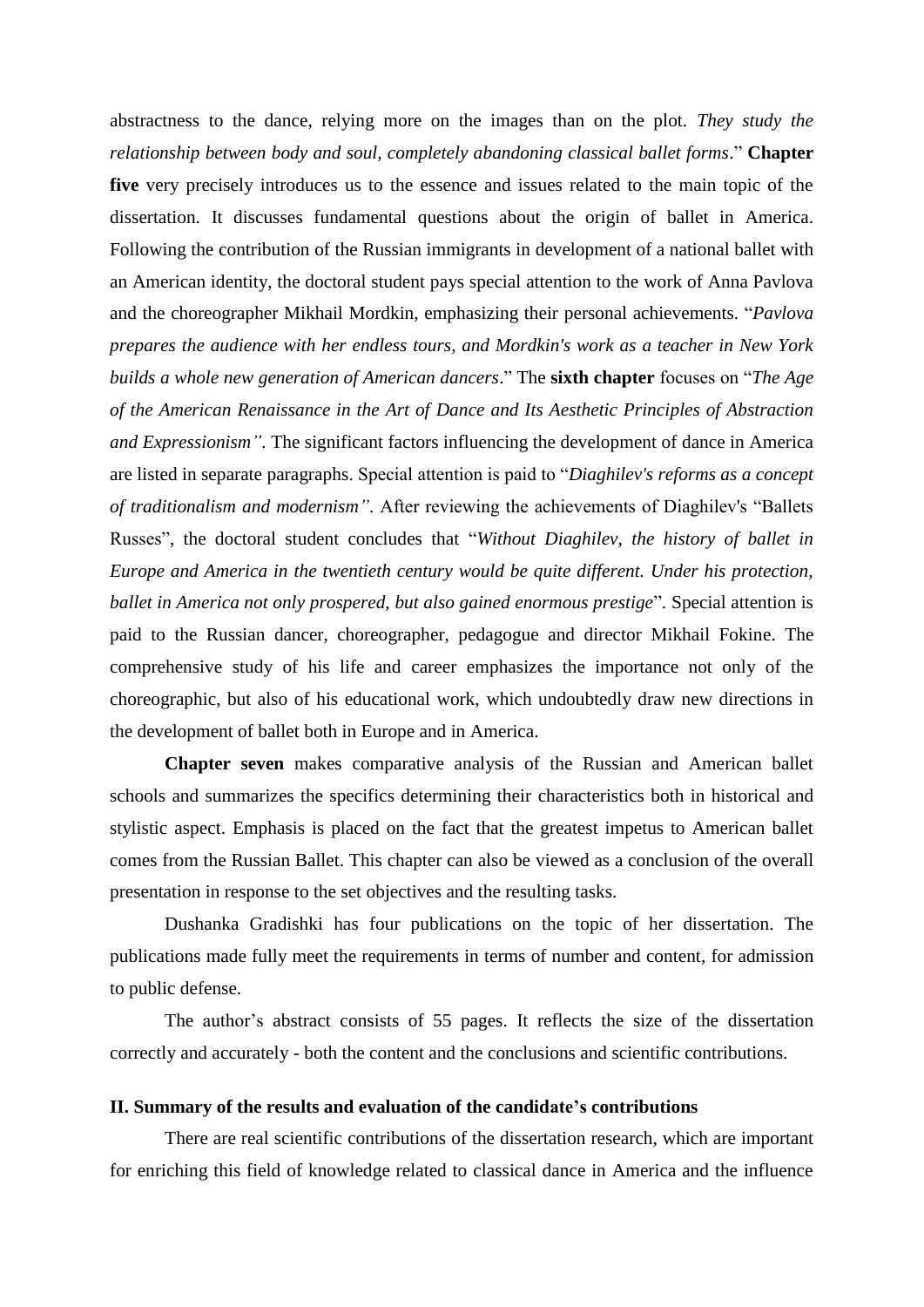abstractness to the dance, relying more on the images than on the plot. *They study the relationship between body and soul, completely abandoning classical ballet forms*." **Chapter five** very precisely introduces us to the essence and issues related to the main topic of the dissertation. It discusses fundamental questions about the origin of ballet in America. Following the contribution of the Russian immigrants in development of a national ballet with an American identity, the doctoral student pays special attention to the work of Anna Pavlova and the choreographer Mikhail Mordkin, emphasizing their personal achievements. "*Pavlova prepares the audience with her endless tours, and Mordkin's work as a teacher in New York builds a whole new generation of American dancers*." The **sixth chapter** focuses on "*The Age of the American Renaissance in the Art of Dance and Its Aesthetic Principles of Abstraction and Expressionism"*. The significant factors influencing the development of dance in America are listed in separate paragraphs. Special attention is paid to "*Diaghilev's reforms as a concept of traditionalism and modernism"*. After reviewing the achievements of Diaghilev's "Ballets Russes", the doctoral student concludes that "*Without Diaghilev, the history of ballet in Europe and America in the twentieth century would be quite different. Under his protection, ballet in America not only prospered, but also gained enormous prestige*". Special attention is paid to the Russian dancer, choreographer, pedagogue and director Mikhail Fokine. The comprehensive study of his life and career emphasizes the importance not only of the choreographic, but also of his educational work, which undoubtedly draw new directions in the development of ballet both in Europe and in America.

**Chapter seven** makes comparative analysis of the Russian and American ballet schools and summarizes the specifics determining their characteristics both in historical and stylistic aspect. Emphasis is placed on the fact that the greatest impetus to American ballet comes from the Russian Ballet. This chapter can also be viewed as a conclusion of the overall presentation in response to the set objectives and the resulting tasks.

Dushanka Gradishki has four publications on the topic of her dissertation. The publications made fully meet the requirements in terms of number and content, for admission to public defense.

The author's abstract consists of 55 pages. It reflects the size of the dissertation correctly and accurately - both the content and the conclusions and scientific contributions.

**II. Summary of the results and evaluation of the candidate's contributions**

There are real scientific contributions of the dissertation research, which are important for enriching this field of knowledge related to classical dance in America and the influence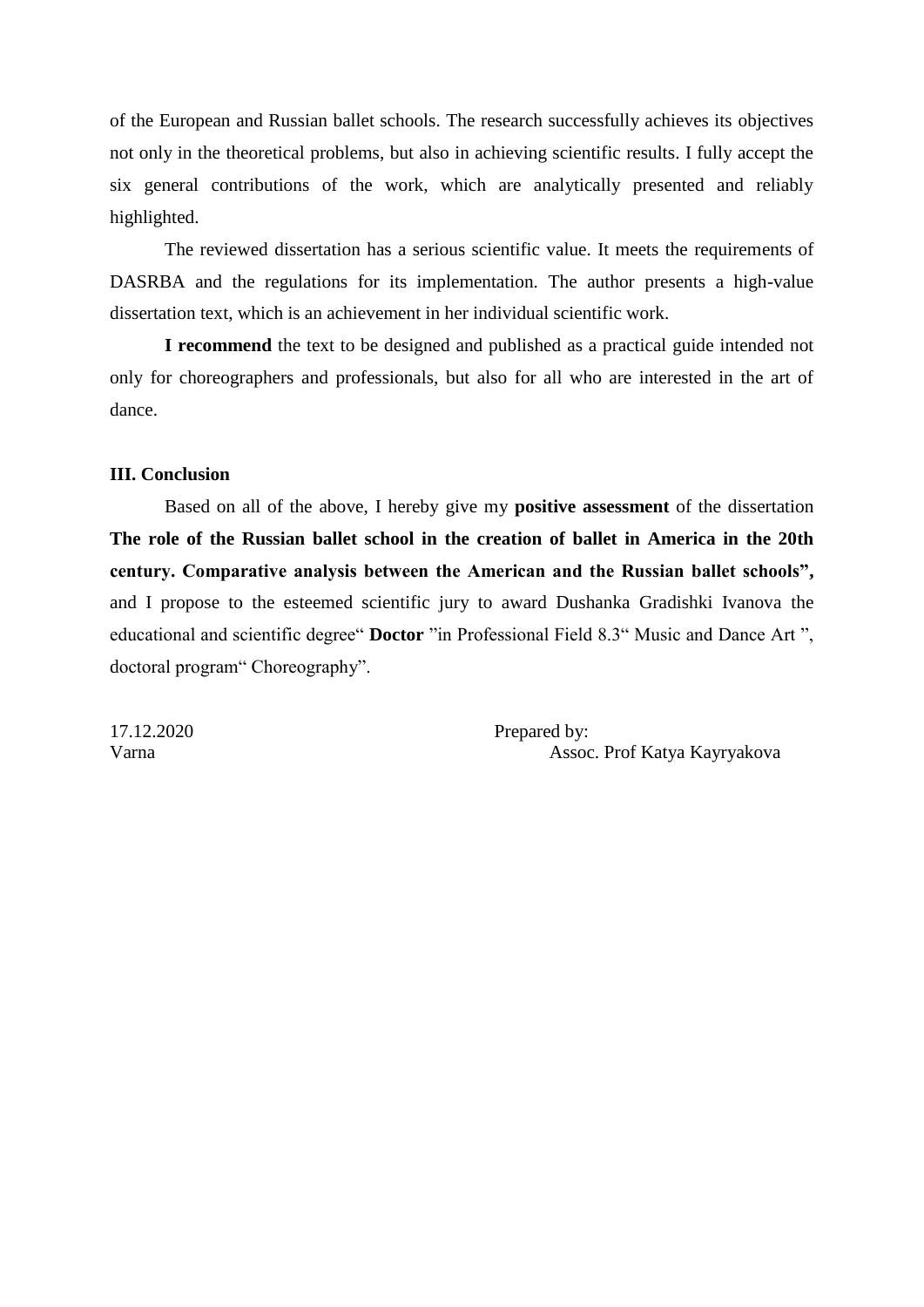of the European and Russian ballet schools. The research successfully achieves its objectives not only in the theoretical problems, but also in achieving scientific results. I fully accept the six general contributions of the work, which are analytically presented and reliably highlighted.

The reviewed dissertation has a serious scientific value. It meets the requirements of DASRBA and the regulations for its implementation. The author presents a high-value dissertation text, which is an achievement in her individual scientific work.

**I recommend** the text to be designed and published as a practical guide intended not only for choreographers and professionals, but also for all who are interested in the art of dance.

### III. Conclusion

Based on all of the above, I hereby give my **positive assessment** of the dissertation **The role of the Russian ballet school in the creation of ballet in America in the 20th century. Comparative analysis between the American and the Russian ballet schools",** and I propose to the esteemed scientific jury to award Dushanka Gradishki Ivanova the educational and scientific degree" **Doctor** "in Professional Field 8.3" Music and Dance Art ", doctoral program" Choreography".

17.12.2020
Varna

Prepared by:
Assoc. Prof Katya Kayryakova